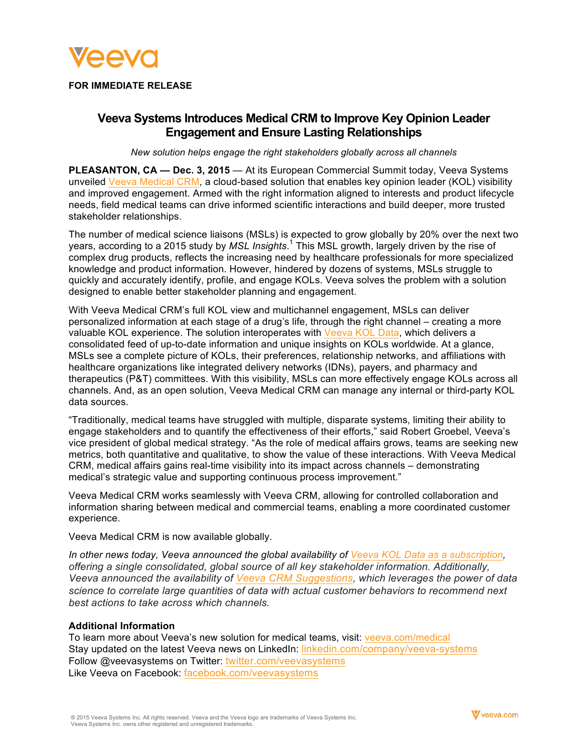Veeva

**FOR IMMEDIATE RELEASE**

# Veeva Systems Introduces Medical CRM to Improve Key Opinion Leader Engagement and Ensure Lasting Relationships

*New solution helps engage the right stakeholders globally across all channels*

**PLEASANTON, CA — Dec. 3, 2015** — At its European Commercial Summit today, Veeva Systems unveiled Veeva Medical CRM, a cloud-based solution that enables key opinion leader (KOL) visibility and improved engagement. Armed with the right information aligned to interests and product lifecycle needs, field medical teams can drive informed scientific interactions and build deeper, more trusted stakeholder relationships.

The number of medical science liaisons (MSLs) is expected to grow globally by 20% over the next two years, according to a 2015 study by *MSL Insights*.[1] This MSL growth, largely driven by the rise of complex drug products, reflects the increasing need by healthcare professionals for more specialized knowledge and product information. However, hindered by dozens of systems, MSLs struggle to quickly and accurately identify, profile, and engage KOLs. Veeva solves the problem with a solution designed to enable better stakeholder planning and engagement.

With Veeva Medical CRM's full KOL view and multichannel engagement, MSLs can deliver personalized information at each stage of a drug's life, through the right channel – creating a more valuable KOL experience. The solution interoperates with Veeva KOL Data, which delivers a consolidated feed of up-to-date information and unique insights on KOLs worldwide. At a glance, MSLs see a complete picture of KOLs, their preferences, relationship networks, and affiliations with healthcare organizations like integrated delivery networks (IDNs), payers, and pharmacy and therapeutics (P&T) committees. With this visibility, MSLs can more effectively engage KOLs across all channels. And, as an open solution, Veeva Medical CRM can manage any internal or third-party KOL data sources.

"Traditionally, medical teams have struggled with multiple, disparate systems, limiting their ability to engage stakeholders and to quantify the effectiveness of their efforts," said Robert Groebel, Veeva's vice president of global medical strategy. "As the role of medical affairs grows, teams are seeking new metrics, both quantitative and qualitative, to show the value of these interactions. With Veeva Medical CRM, medical affairs gains real-time visibility into its impact across channels – demonstrating medical's strategic value and supporting continuous process improvement."

Veeva Medical CRM works seamlessly with Veeva CRM, allowing for controlled collaboration and information sharing between medical and commercial teams, enabling a more coordinated customer experience.

Veeva Medical CRM is now available globally.

*In other news today, Veeva announced the global availability of Veeva KOL Data as a subscription, offering a single consolidated, global source of all key stakeholder information. Additionally, Veeva announced the availability of Veeva CRM Suggestions, which leverages the power of data science to correlate large quantities of data with actual customer behaviors to recommend next best actions to take across which channels.*

**Additional Information**

To learn more about Veeva's new solution for medical teams, visit: veeva.com/medical
Stay updated on the latest Veeva news on LinkedIn: linkedin.com/company/veeva-systems
Follow @veevasystems on Twitter: twitter.com/veevasystems
Like Veeva on Facebook: facebook.com/veevasystems

® 2015 Veeva Systems Inc. All rights reserved. Veeva and the Veeva logo are trademarks of Veeva Systems Inc. Veeva Systems Inc. owns other registered and unregistered trademarks.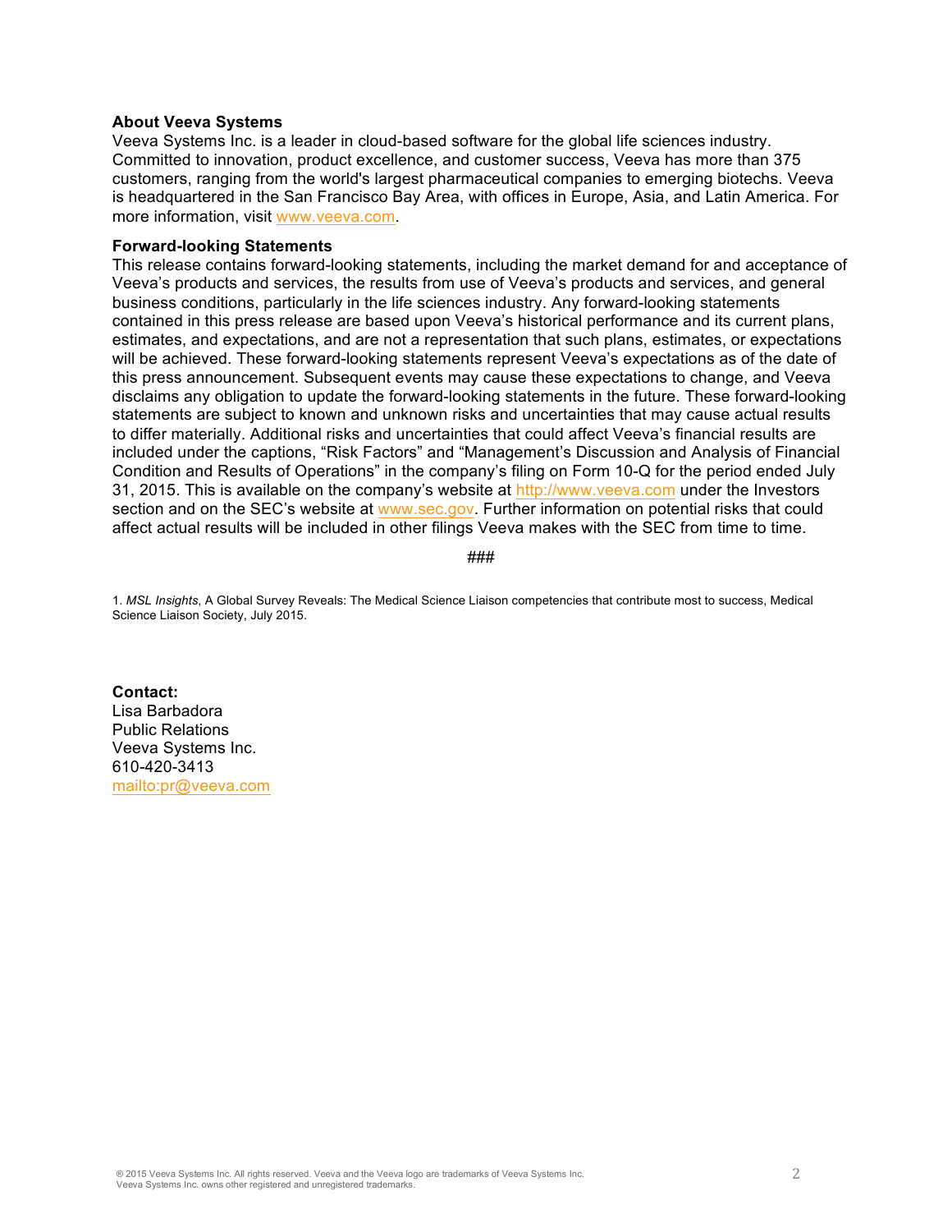**About Veeva Systems**
Veeva Systems Inc. is a leader in cloud-based software for the global life sciences industry. Committed to innovation, product excellence, and customer success, Veeva has more than 375 customers, ranging from the world's largest pharmaceutical companies to emerging biotechs. Veeva is headquartered in the San Francisco Bay Area, with offices in Europe, Asia, and Latin America. For more information, visit www.veeva.com.

**Forward-looking Statements**
This release contains forward-looking statements, including the market demand for and acceptance of Veeva's products and services, the results from use of Veeva's products and services, and general business conditions, particularly in the life sciences industry. Any forward-looking statements contained in this press release are based upon Veeva's historical performance and its current plans, estimates, and expectations, and are not a representation that such plans, estimates, or expectations will be achieved. These forward-looking statements represent Veeva's expectations as of the date of this press announcement. Subsequent events may cause these expectations to change, and Veeva disclaims any obligation to update the forward-looking statements in the future. These forward-looking statements are subject to known and unknown risks and uncertainties that may cause actual results to differ materially. Additional risks and uncertainties that could affect Veeva's financial results are included under the captions, "Risk Factors" and "Management's Discussion and Analysis of Financial Condition and Results of Operations" in the company's filing on Form 10-Q for the period ended July 31, 2015. This is available on the company's website at http://www.veeva.com under the Investors section and on the SEC's website at www.sec.gov. Further information on potential risks that could affect actual results will be included in other filings Veeva makes with the SEC from time to time.

###

1. *MSL Insights*, A Global Survey Reveals: The Medical Science Liaison competencies that contribute most to success, Medical Science Liaison Society, July 2015.

**Contact:**
Lisa Barbadora
Public Relations
Veeva Systems Inc.
610-420-3413
mailto:pr@veeva.com

® 2015 Veeva Systems Inc. All rights reserved. Veeva and the Veeva logo are trademarks of Veeva Systems Inc.
Veeva Systems Inc. owns other registered and unregistered trademarks.